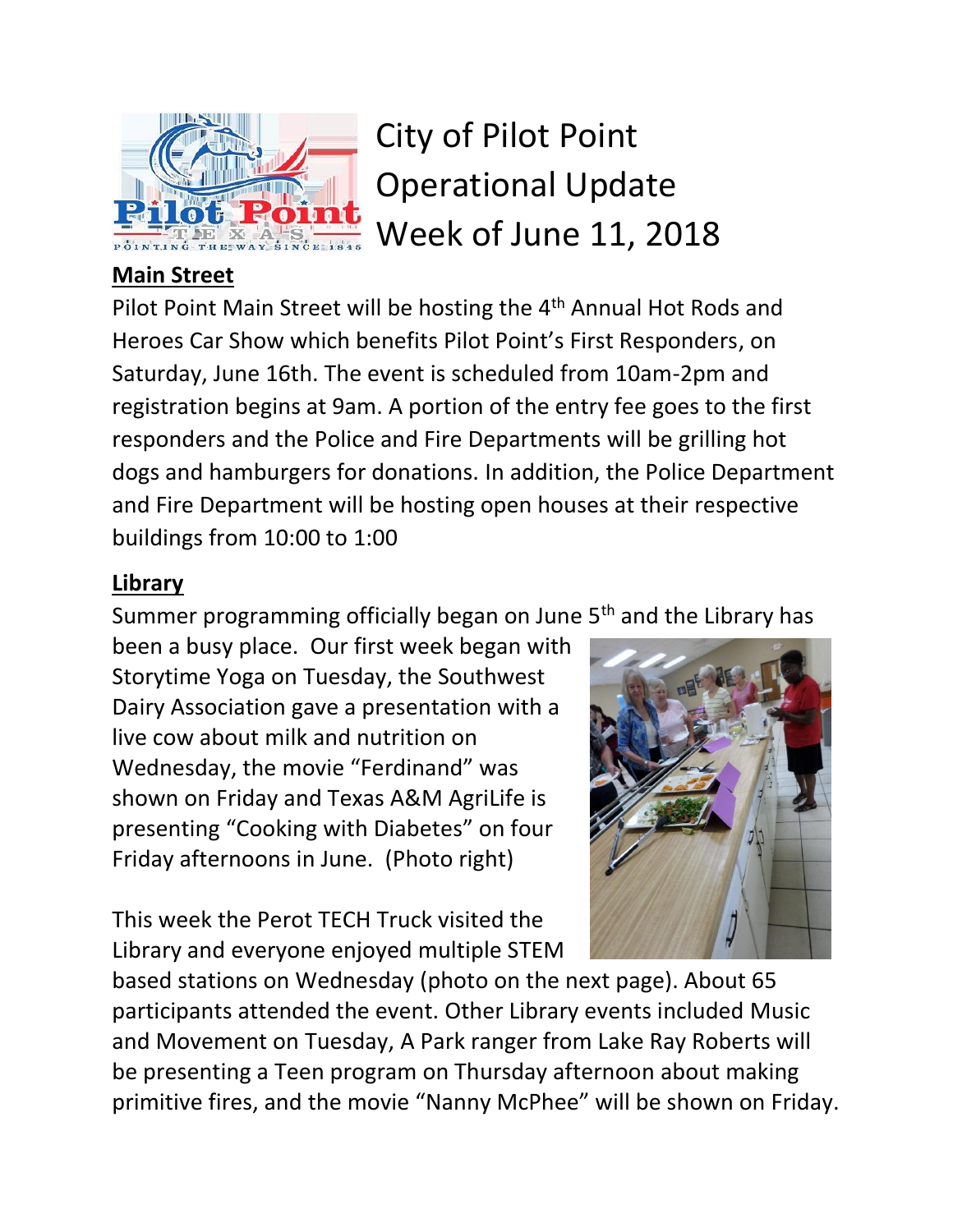# City of Pilot Point Operational Update Week of June 11, 2018

## Main Street

Pilot Point Main Street will be hosting the 4th Annual Hot Rods and Heroes Car Show which benefits Pilot Point's First Responders, on Saturday, June 16th. The event is scheduled from 10am-2pm and registration begins at 9am. A portion of the entry fee goes to the first responders and the Police and Fire Departments will be grilling hot dogs and hamburgers for donations. In addition, the Police Department and Fire Department will be hosting open houses at their respective buildings from 10:00 to 1:00

## Library

Summer programming officially began on June 5th and the Library has been a busy place. Our first week began with Storytime Yoga on Tuesday, the Southwest Dairy Association gave a presentation with a live cow about milk and nutrition on Wednesday, the movie "Ferdinand" was shown on Friday and Texas A&M AgriLife is presenting "Cooking with Diabetes" on four Friday afternoons in June. (Photo right)

This week the Perot TECH Truck visited the Library and everyone enjoyed multiple STEM based stations on Wednesday (photo on the next page). About 65 participants attended the event. Other Library events included Music and Movement on Tuesday, A Park ranger from Lake Ray Roberts will be presenting a Teen program on Thursday afternoon about making primitive fires, and the movie "Nanny McPhee" will be shown on Friday.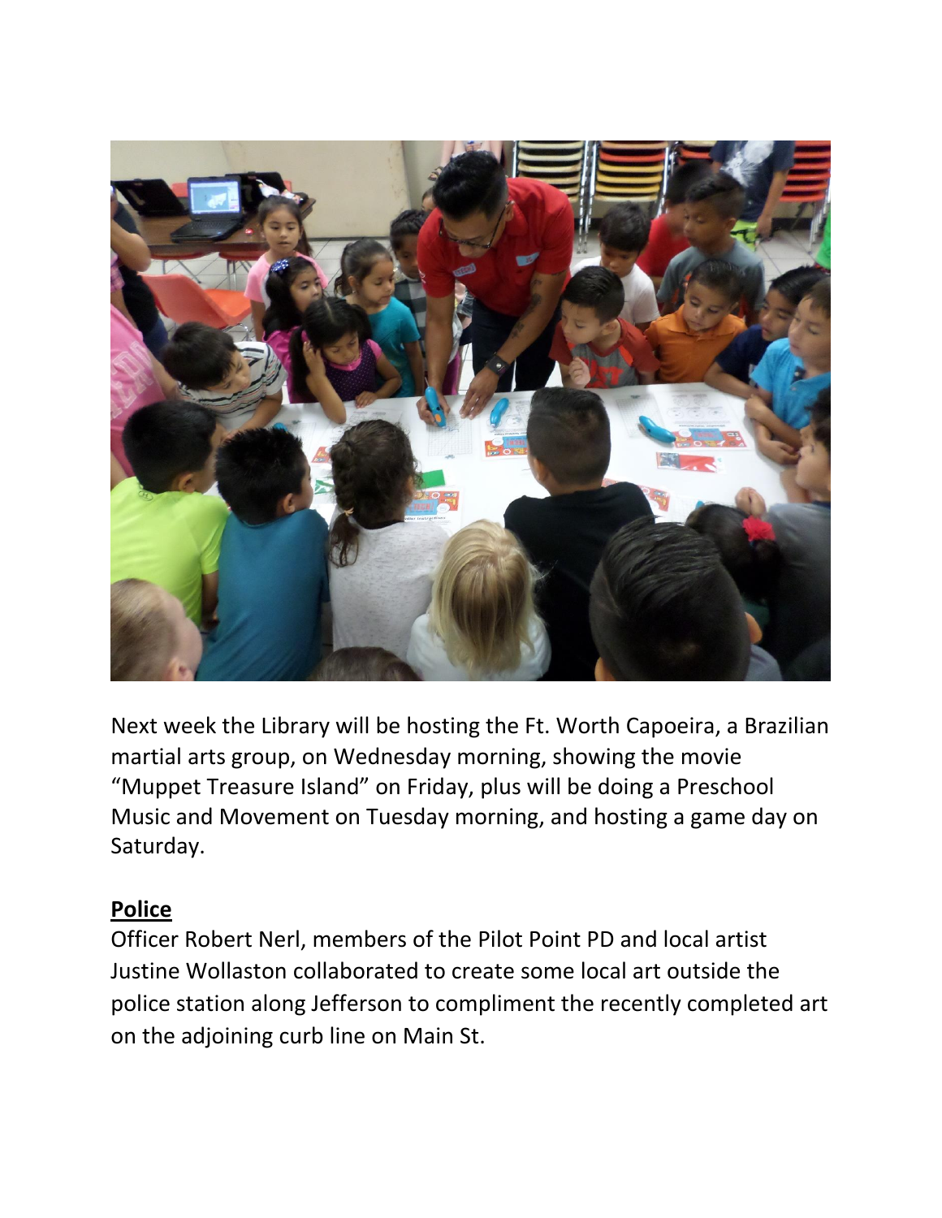Next week the Library will be hosting the Ft. Worth Capoeira, a Brazilian martial arts group, on Wednesday morning, showing the movie "Muppet Treasure Island" on Friday, plus will be doing a Preschool Music and Movement on Tuesday morning, and hosting a game day on Saturday.

**Police**

Officer Robert Nerl, members of the Pilot Point PD and local artist Justine Wollaston collaborated to create some local art outside the police station along Jefferson to compliment the recently completed art on the adjoining curb line on Main St.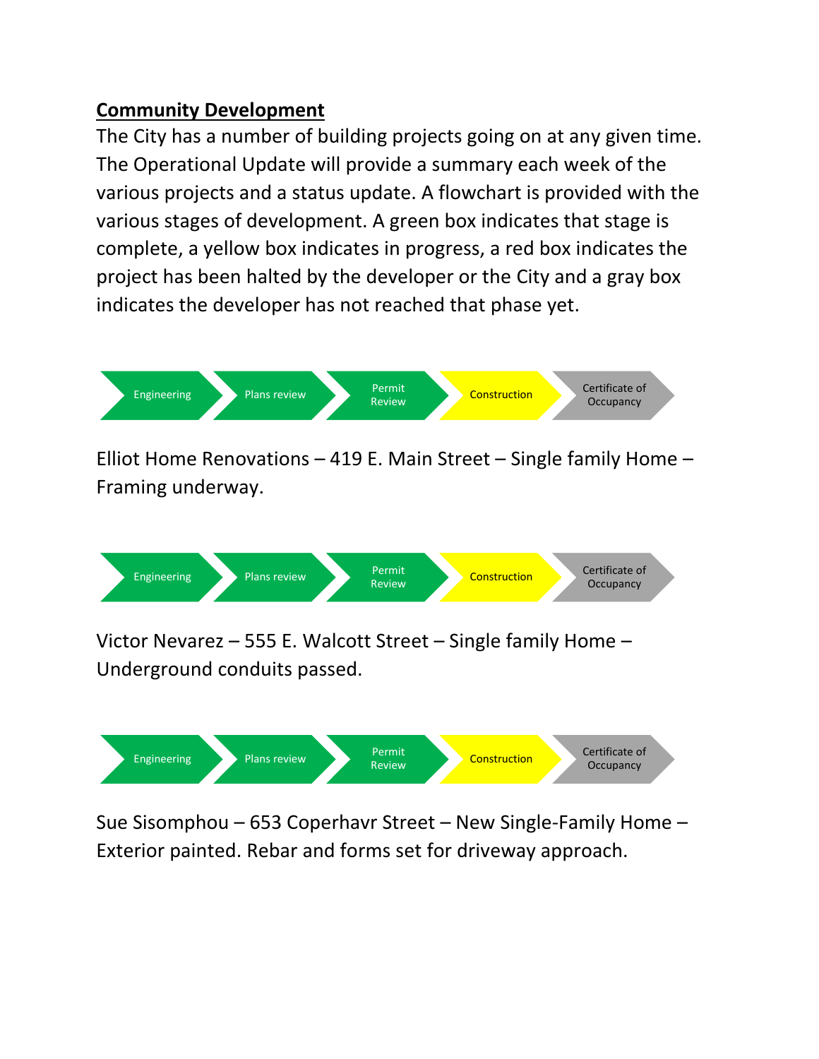## Community Development

The City has a number of building projects going on at any given time. The Operational Update will provide a summary each week of the various projects and a status update. A flowchart is provided with the various stages of development. A green box indicates that stage is complete, a yellow box indicates in progress, a red box indicates the project has been halted by the developer or the City and a gray box indicates the developer has not reached that phase yet.

Engineering → Plans review → Permit Review → Construction → Certificate of Occupancy

Elliot Home Renovations – 419 E. Main Street – Single family Home – Framing underway.

Engineering → Plans review → Permit Review → Construction → Certificate of Occupancy

Victor Nevarez – 555 E. Walcott Street – Single family Home – Underground conduits passed.

Engineering → Plans review → Permit Review → Construction → Certificate of Occupancy

Sue Sisomphou – 653 Coperhavr Street – New Single-Family Home – Exterior painted. Rebar and forms set for driveway approach.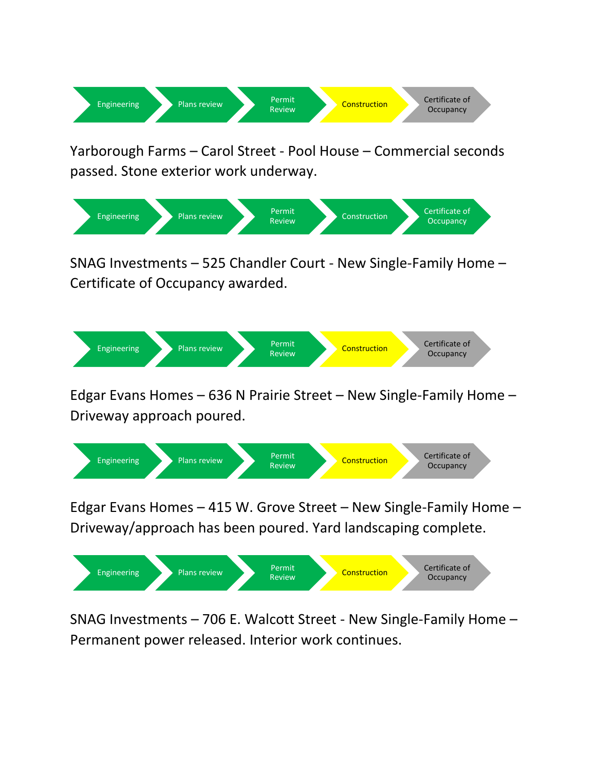Engineering → Plans review → Permit Review → Construction → Certificate of Occupancy

Yarborough Farms – Carol Street - Pool House – Commercial seconds passed. Stone exterior work underway.

Engineering → Plans review → Permit Review → Construction → Certificate of Occupancy

SNAG Investments – 525 Chandler Court - New Single-Family Home – Certificate of Occupancy awarded.

Engineering → Plans review → Permit Review → Construction → Certificate of Occupancy

Edgar Evans Homes – 636 N Prairie Street – New Single-Family Home – Driveway approach poured.

Engineering → Plans review → Permit Review → Construction → Certificate of Occupancy

Edgar Evans Homes – 415 W. Grove Street – New Single-Family Home – Driveway/approach has been poured. Yard landscaping complete.

Engineering → Plans review → Permit Review → Construction → Certificate of Occupancy

SNAG Investments – 706 E. Walcott Street - New Single-Family Home – Permanent power released. Interior work continues.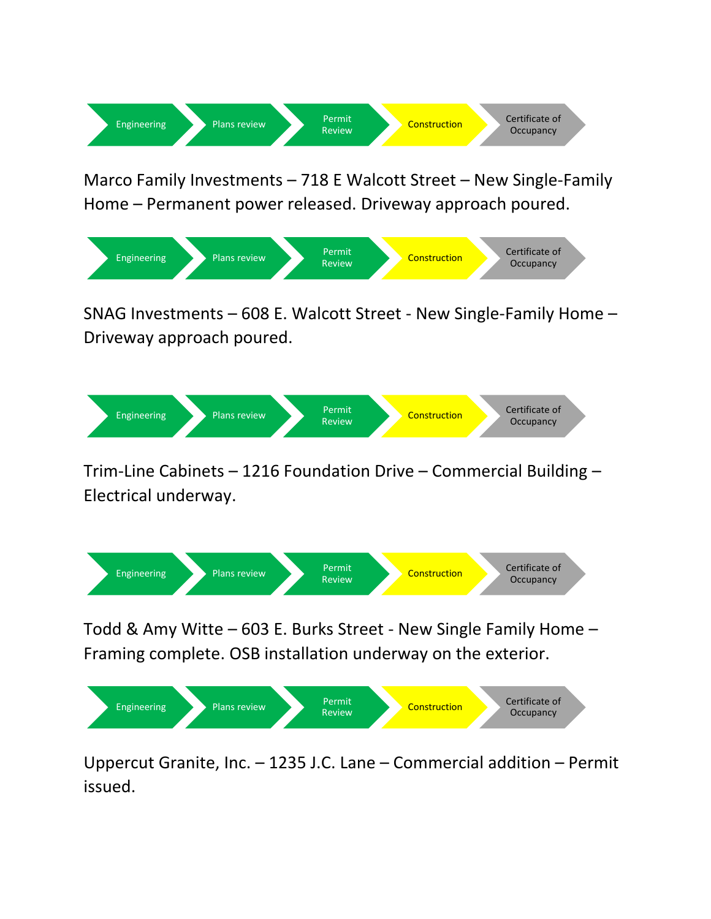Engineering → Plans review → Permit Review → Construction → Certificate of Occupancy

Marco Family Investments – 718 E Walcott Street – New Single-Family Home – Permanent power released. Driveway approach poured.

Engineering → Plans review → Permit Review → Construction → Certificate of Occupancy

SNAG Investments – 608 E. Walcott Street - New Single-Family Home – Driveway approach poured.

Engineering → Plans review → Permit Review → Construction → Certificate of Occupancy

Trim-Line Cabinets – 1216 Foundation Drive – Commercial Building – Electrical underway.

Engineering → Plans review → Permit Review → Construction → Certificate of Occupancy

Todd & Amy Witte – 603 E. Burks Street - New Single Family Home – Framing complete. OSB installation underway on the exterior.

Engineering → Plans review → Permit Review → Construction → Certificate of Occupancy

Uppercut Granite, Inc. – 1235 J.C. Lane – Commercial addition – Permit issued.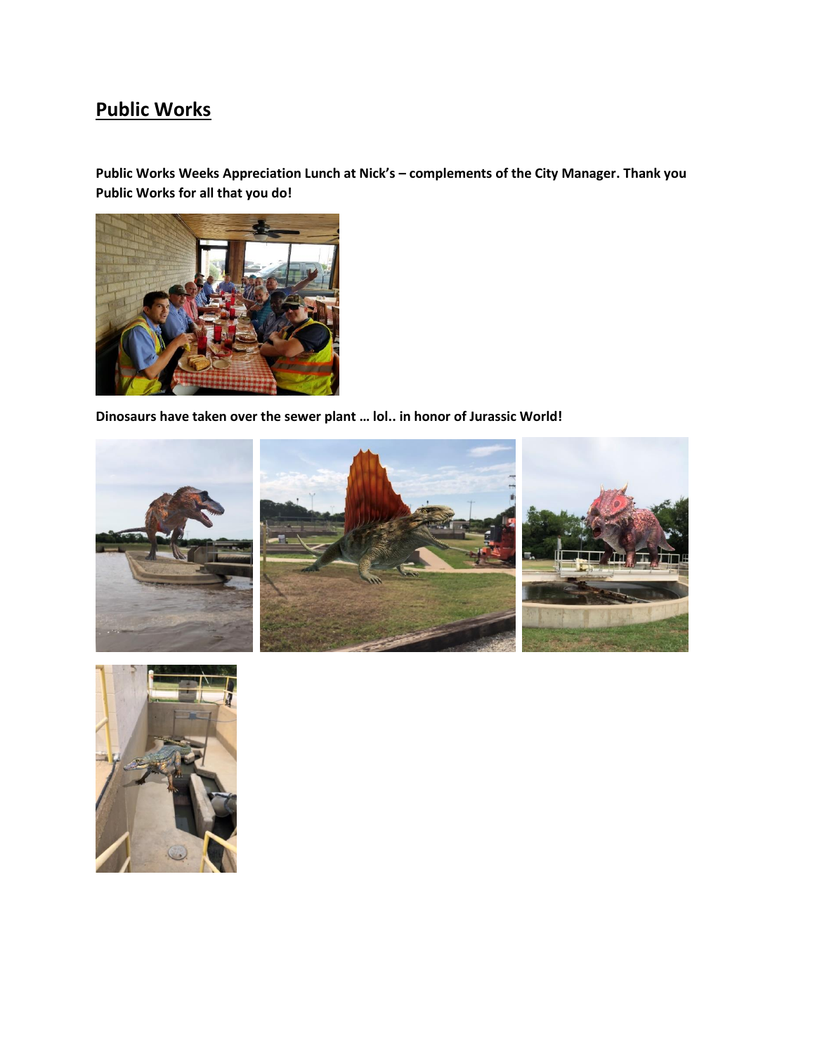# Public Works

**Public Works Weeks Appreciation Lunch at Nick's – complements of the City Manager. Thank you Public Works for all that you do!**

**Dinosaurs have taken over the sewer plant … lol.. in honor of Jurassic World!**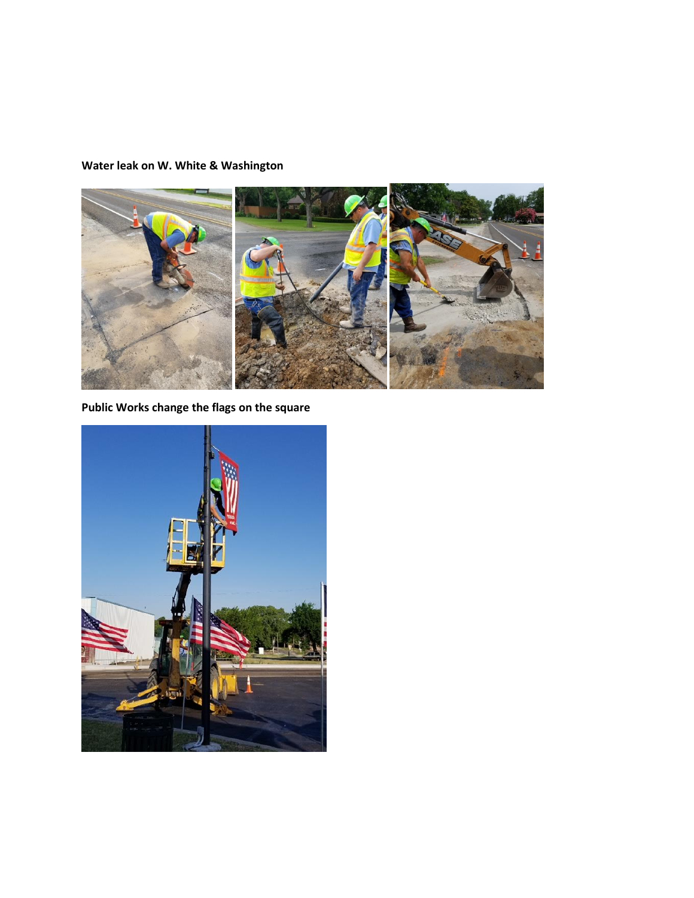**Water leak on W. White & Washington**

**Public Works change the flags on the square**